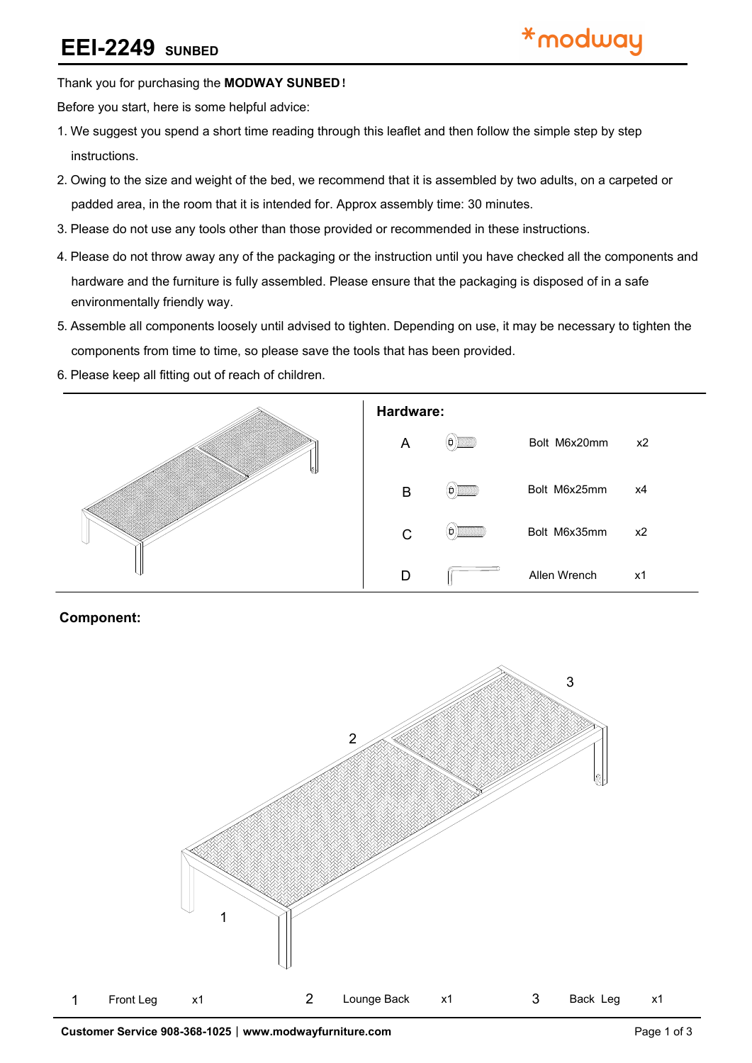# EEI-2249 SUNBED

*modway

Thank you for purchasing the **MODWAY SUNBED**!

Before you start, here is some helpful advice:

1. We suggest you spend a short time reading through this leaflet and then follow the simple step by step instructions.
2. Owing to the size and weight of the bed, we recommend that it is assembled by two adults, on a carpeted or padded area, in the room that it is intended for. Approx assembly time: 30 minutes.
3. Please do not use any tools other than those provided or recommended in these instructions.
4. Please do not throw away any of the packaging or the instruction until you have checked all the components and hardware and the furniture is fully assembled. Please ensure that the packaging is disposed of in a safe environmentally friendly way.
5. Assemble all components loosely until advised to tighten. Depending on use, it may be necessary to tighten the components from time to time, so please save the tools that has been provided.
6. Please keep all fitting out of reach of children.

**Hardware:**

| | | |
|---|---|---|
| A | Bolt M6x20mm | x2 |
| B | Bolt M6x25mm | x4 |
| C | Bolt M6x35mm | x2 |
| D | Allen Wrench | x1 |

**Component:**

3

2

1

| | | |
|---|---|---|
| 1 | Front Leg | x1 |
| 2 | Lounge Back | x1 |
| 3 | Back Leg | x1 |

Customer Service 908-368-1025 | www.modwayfurniture.com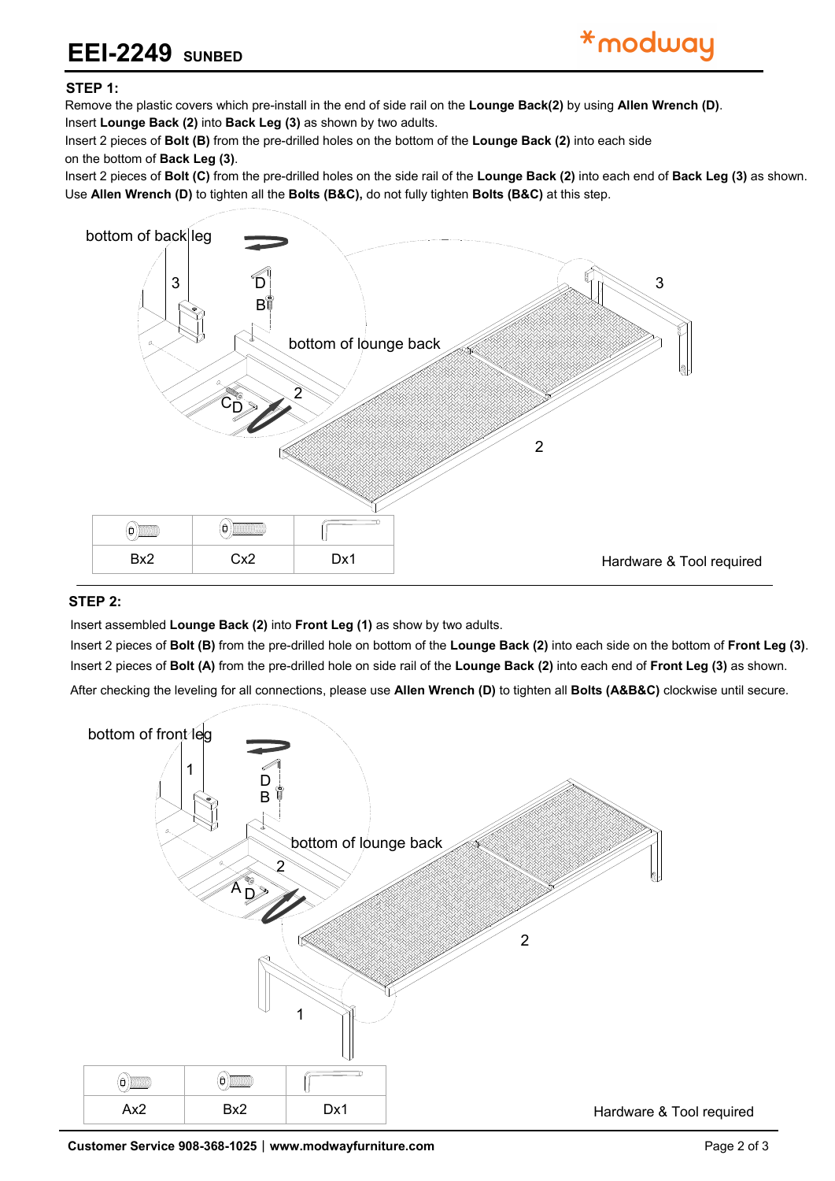# EEI-2249 SUNBED

## STEP 1:

Remove the plastic covers which pre-install in the end of side rail on the **Lounge Back(2)** by using **Allen Wrench (D)**.
Insert **Lounge Back (2)** into **Back Leg (3)** as shown by two adults.
Insert 2 pieces of **Bolt (B)** from the pre-drilled holes on the bottom of the **Lounge Back (2)** into each side on the bottom of **Back Leg (3)**.
Insert 2 pieces of **Bolt (C)** from the pre-drilled holes on the side rail of the **Lounge Back (2)** into each end of **Back Leg (3)** as shown.
Use **Allen Wrench (D)** to tighten all the **Bolts (B&C),** do not fully tighten **Bolts (B&C)** at this step.

bottom of back leg

bottom of lounge back

| Bx2 | Cx2 | Dx1 |
|---|---|---|

Hardware & Tool required

## STEP 2:

Insert assembled **Lounge Back (2)** into **Front Leg (1)** as show by two adults.
Insert 2 pieces of **Bolt (B)** from the pre-drilled hole on bottom of the **Lounge Back (2)** into each side on the bottom of **Front Leg (3)**.
Insert 2 pieces of **Bolt (A)** from the pre-drilled hole on side rail of the **Lounge Back (2)** into each end of **Front Leg (3)** as shown.
After checking the leveling for all connections, please use **Allen Wrench (D)** to tighten all **Bolts (A&B&C)** clockwise until secure.

bottom of front leg

bottom of lounge back

| Ax2 | Bx2 | Dx1 |
|---|---|---|

Hardware & Tool required

**Customer Service 908-368-1025** | **www.modwayfurniture.com**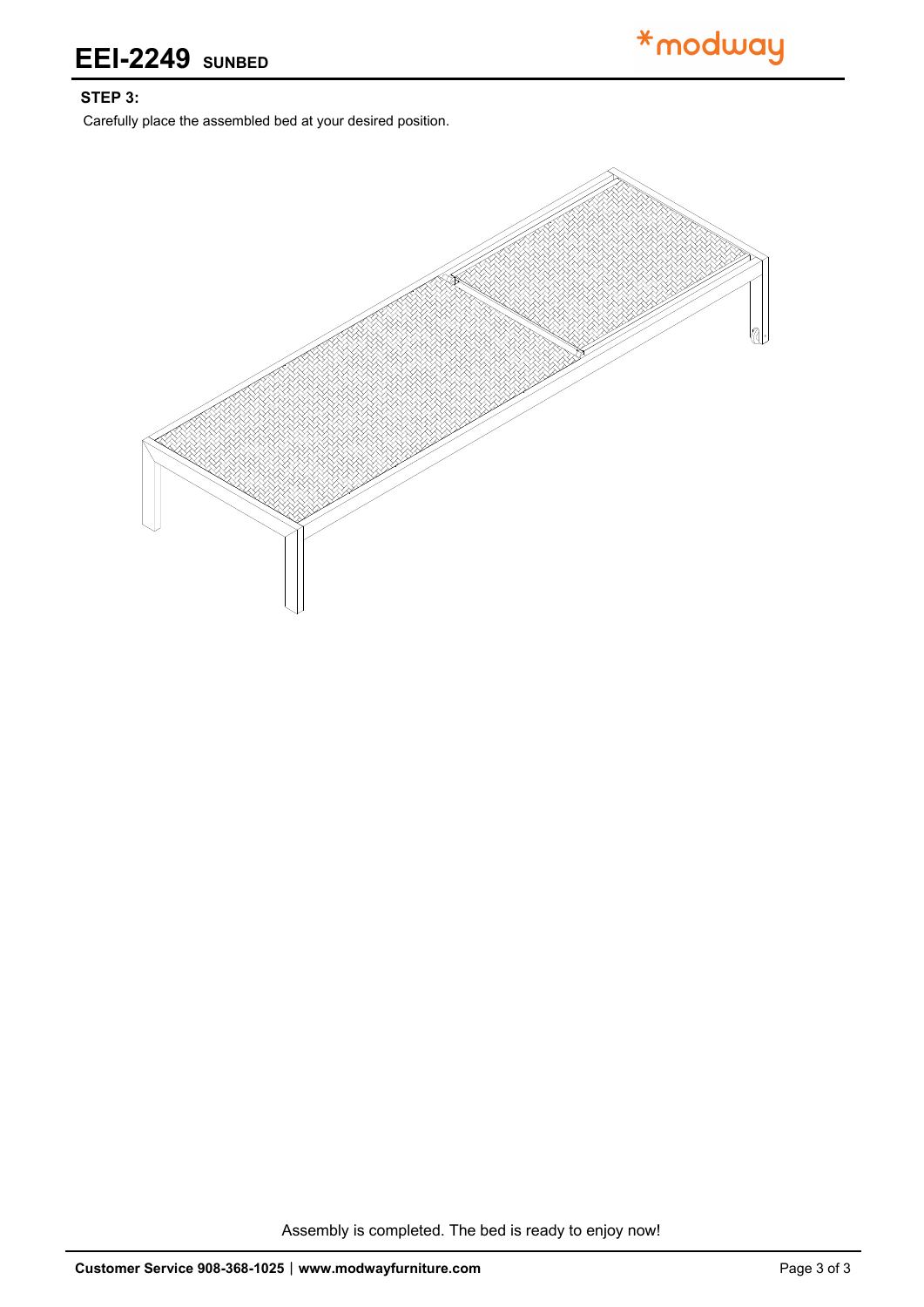# EEI-2249 SUNBED

### STEP 3:

Carefully place the assembled bed at your desired position.

Assembly is completed. The bed is ready to enjoy now!